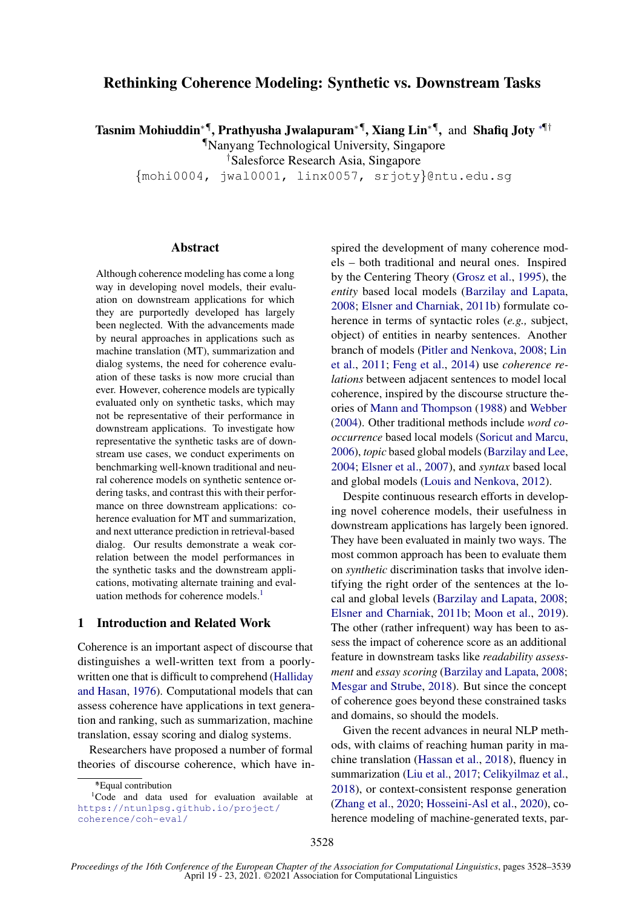# Rethinking Coherence Modeling: Synthetic vs. Downstream Tasks

**Tasnim Mohiuddin**[*¶], **Prathyusha Jwalapuram**[*¶], **Xiang Lin**[*¶], and **Shafiq Joty**[*¶†]

[¶]Nanyang Technological University, Singapore

[†]Salesforce Research Asia, Singapore

{mohi0004, jwal0001, linx0057, srjoty}@ntu.edu.sg

## Abstract

Although coherence modeling has come a long way in developing novel models, their evaluation on downstream applications for which they are purportedly developed has largely been neglected. With the advancements made by neural approaches in applications such as machine translation (MT), summarization and dialog systems, the need for coherence evaluation of these tasks is now more crucial than ever. However, coherence models are typically evaluated only on synthetic tasks, which may not be representative of their performance in downstream applications. To investigate how representative the synthetic tasks are of downstream use cases, we conduct experiments on benchmarking well-known traditional and neural coherence models on synthetic sentence ordering tasks, and contrast this with their performance on three downstream applications: coherence evaluation for MT and summarization, and next utterance prediction in retrieval-based dialog. Our results demonstrate a weak correlation between the model performances in the synthetic tasks and the downstream applications, motivating alternate training and evaluation methods for coherence models.[1]

## 1 Introduction and Related Work

Coherence is an important aspect of discourse that distinguishes a well-written text from a poorly-written one that is difficult to comprehend (Halliday and Hasan, 1976). Computational models that can assess coherence have applications in text generation and ranking, such as summarization, machine translation, essay scoring and dialog systems.

Researchers have proposed a number of formal theories of discourse coherence, which have inspired the development of many coherence models – both traditional and neural ones. Inspired by the Centering Theory (Grosz et al., 1995), the *entity* based local models (Barzilay and Lapata, 2008; Elsner and Charniak, 2011b) formulate coherence in terms of syntactic roles (*e.g.,* subject, object) of entities in nearby sentences. Another branch of models (Pitler and Nenkova, 2008; Lin et al., 2011; Feng et al., 2014) use *coherence relations* between adjacent sentences to model local coherence, inspired by the discourse structure theories of Mann and Thompson (1988) and Webber (2004). Other traditional methods include *word co-occurrence* based local models (Soricut and Marcu, 2006), *topic* based global models (Barzilay and Lee, 2004; Elsner et al., 2007), and *syntax* based local and global models (Louis and Nenkova, 2012).

Despite continuous research efforts in developing novel coherence models, their usefulness in downstream applications has largely been ignored. They have been evaluated in mainly two ways. The most common approach has been to evaluate them on *synthetic* discrimination tasks that involve identifying the right order of the sentences at the local and global levels (Barzilay and Lapata, 2008; Elsner and Charniak, 2011b; Moon et al., 2019). The other (rather infrequent) way has been to assess the impact of coherence score as an additional feature in downstream tasks like *readability assessment* and *essay scoring* (Barzilay and Lapata, 2008; Mesgar and Strube, 2018). But since the concept of coherence goes beyond these constrained tasks and domains, so should the models.

Given the recent advances in neural NLP methods, with claims of reaching human parity in machine translation (Hassan et al., 2018), fluency in summarization (Liu et al., 2017; Celikyilmaz et al., 2018), or context-consistent response generation (Zhang et al., 2020; Hosseini-Asl et al., 2020), coherence modeling of machine-generated texts, par-

---

*Equal contribution

[1]Code and data used for evaluation available at https://ntunlpsg.github.io/project/coherence/coh-eval/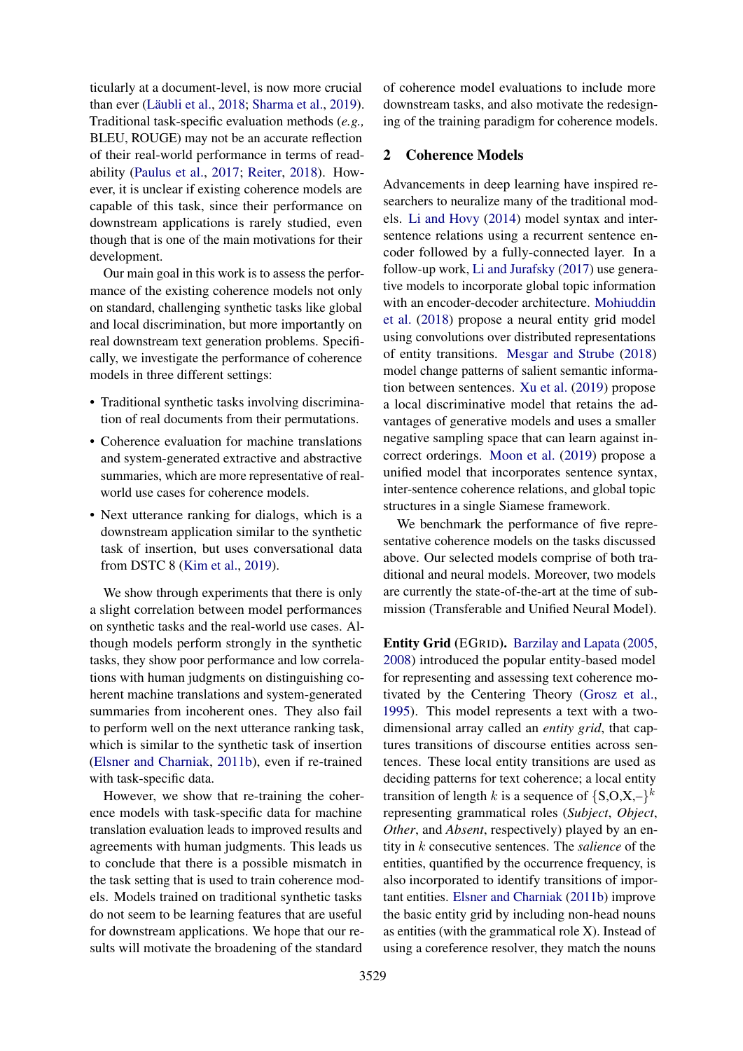ticularly at a document-level, is now more crucial than ever (Läubli et al., 2018; Sharma et al., 2019). Traditional task-specific evaluation methods (*e.g.,* BLEU, ROUGE) may not be an accurate reflection of their real-world performance in terms of readability (Paulus et al., 2017; Reiter, 2018). However, it is unclear if existing coherence models are capable of this task, since their performance on downstream applications is rarely studied, even though that is one of the main motivations for their development.

Our main goal in this work is to assess the performance of the existing coherence models not only on standard, challenging synthetic tasks like global and local discrimination, but more importantly on real downstream text generation problems. Specifically, we investigate the performance of coherence models in three different settings:

- Traditional synthetic tasks involving discrimination of real documents from their permutations.
- Coherence evaluation for machine translations and system-generated extractive and abstractive summaries, which are more representative of real-world use cases for coherence models.
- Next utterance ranking for dialogs, which is a downstream application similar to the synthetic task of insertion, but uses conversational data from DSTC 8 (Kim et al., 2019).

We show through experiments that there is only a slight correlation between model performances on synthetic tasks and the real-world use cases. Although models perform strongly in the synthetic tasks, they show poor performance and low correlations with human judgments on distinguishing coherent machine translations and system-generated summaries from incoherent ones. They also fail to perform well on the next utterance ranking task, which is similar to the synthetic task of insertion (Elsner and Charniak, 2011b), even if re-trained with task-specific data.

However, we show that re-training the coherence models with task-specific data for machine translation evaluation leads to improved results and agreements with human judgments. This leads us to conclude that there is a possible mismatch in the task setting that is used to train coherence models. Models trained on traditional synthetic tasks do not seem to be learning features that are useful for downstream applications. We hope that our results will motivate the broadening of the standard of coherence model evaluations to include more downstream tasks, and also motivate the redesigning of the training paradigm for coherence models.

## 2 Coherence Models

Advancements in deep learning have inspired researchers to neuralize many of the traditional models. Li and Hovy (2014) model syntax and inter-sentence relations using a recurrent sentence encoder followed by a fully-connected layer. In a follow-up work, Li and Jurafsky (2017) use generative models to incorporate global topic information with an encoder-decoder architecture. Mohiuddin et al. (2018) propose a neural entity grid model using convolutions over distributed representations of entity transitions. Mesgar and Strube (2018) model change patterns of salient semantic information between sentences. Xu et al. (2019) propose a local discriminative model that retains the advantages of generative models and uses a smaller negative sampling space that can learn against incorrect orderings. Moon et al. (2019) propose a unified model that incorporates sentence syntax, inter-sentence coherence relations, and global topic structures in a single Siamese framework.

We benchmark the performance of five representative coherence models on the tasks discussed above. Our selected models comprise of both traditional and neural models. Moreover, two models are currently the state-of-the-art at the time of submission (Transferable and Unified Neural Model).

**Entity Grid (EGrid).** Barzilay and Lapata (2005, 2008) introduced the popular entity-based model for representing and assessing text coherence motivated by the Centering Theory (Grosz et al., 1995). This model represents a text with a two-dimensional array called an *entity grid*, that captures transitions of discourse entities across sentences. These local entity transitions are used as deciding patterns for text coherence; a local entity transition of length $k$ is a sequence of $\{S,O,X,–\}^k$ representing grammatical roles (*Subject*, *Object*, *Other*, and *Absent*, respectively) played by an entity in $k$ consecutive sentences. The *salience* of the entities, quantified by the occurrence frequency, is also incorporated to identify transitions of important entities. Elsner and Charniak (2011b) improve the basic entity grid by including non-head nouns as entities (with the grammatical role X). Instead of using a coreference resolver, they match the nouns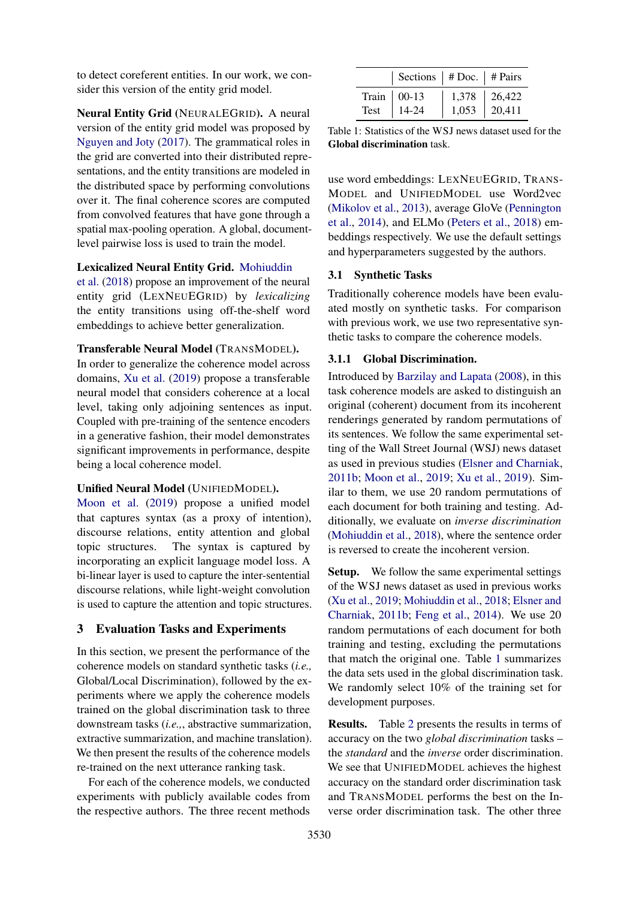to detect coreferent entities. In our work, we consider this version of the entity grid model.

**Neural Entity Grid** (NEURALEGRID). A neural version of the entity grid model was proposed by Nguyen and Joty (2017). The grammatical roles in the grid are converted into their distributed representations, and the entity transitions are modeled in the distributed space by performing convolutions over it. The final coherence scores are computed from convolved features that have gone through a spatial max-pooling operation. A global, document-level pairwise loss is used to train the model.

**Lexicalized Neural Entity Grid.** Mohiuddin et al. (2018) propose an improvement of the neural entity grid (LEXNEUEGRID) by *lexicalizing* the entity transitions using off-the-shelf word embeddings to achieve better generalization.

**Transferable Neural Model** (TRANSMODEL). In order to generalize the coherence model across domains, Xu et al. (2019) propose a transferable neural model that considers coherence at a local level, taking only adjoining sentences as input. Coupled with pre-training of the sentence encoders in a generative fashion, their model demonstrates significant improvements in performance, despite being a local coherence model.

**Unified Neural Model** (UNIFIEDMODEL). Moon et al. (2019) propose a unified model that captures syntax (as a proxy of intention), discourse relations, entity attention and global topic structures. The syntax is captured by incorporating an explicit language model loss. A bi-linear layer is used to capture the inter-sentential discourse relations, while light-weight convolution is used to capture the attention and topic structures.

## 3 Evaluation Tasks and Experiments

In this section, we present the performance of the coherence models on standard synthetic tasks (*i.e.,* Global/Local Discrimination), followed by the experiments where we apply the coherence models trained on the global discrimination task to three downstream tasks (*i.e.,*, abstractive summarization, extractive summarization, and machine translation). We then present the results of the coherence models re-trained on the next utterance ranking task.

For each of the coherence models, we conducted experiments with publicly available codes from the respective authors. The three recent methods use word embeddings: LEXNEUEGRID, TRANSMODEL and UNIFIEDMODEL use Word2vec (Mikolov et al., 2013), average GloVe (Pennington et al., 2014), and ELMo (Peters et al., 2018) embeddings respectively. We use the default settings and hyperparameters suggested by the authors.

|  | Sections | # Doc. | # Pairs |
|---|---|---|---|
| Train | 00-13 | 1,378 | 26,422 |
| Test | 14-24 | 1,053 | 20,411 |

Table 1: Statistics of the WSJ news dataset used for the **Global discrimination** task.

### 3.1 Synthetic Tasks

Traditionally coherence models have been evaluated mostly on synthetic tasks. For comparison with previous work, we use two representative synthetic tasks to compare the coherence models.

#### 3.1.1 Global Discrimination.

Introduced by Barzilay and Lapata (2008), in this task coherence models are asked to distinguish an original (coherent) document from its incoherent renderings generated by random permutations of its sentences. We follow the same experimental setting of the Wall Street Journal (WSJ) news dataset as used in previous studies (Elsner and Charniak, 2011b; Moon et al., 2019; Xu et al., 2019). Similar to them, we use 20 random permutations of each document for both training and testing. Additionally, we evaluate on *inverse discrimination* (Mohiuddin et al., 2018), where the sentence order is reversed to create the incoherent version.

**Setup.** We follow the same experimental settings of the WSJ news dataset as used in previous works (Xu et al., 2019; Mohiuddin et al., 2018; Elsner and Charniak, 2011b; Feng et al., 2014). We use 20 random permutations of each document for both training and testing, excluding the permutations that match the original one. Table 1 summarizes the data sets used in the global discrimination task. We randomly select 10% of the training set for development purposes.

**Results.** Table 2 presents the results in terms of accuracy on the two *global discrimination* tasks – the *standard* and the *inverse* order discrimination. We see that UNIFIEDMODEL achieves the highest accuracy on the standard order discrimination task and TRANSMODEL performs the best on the Inverse order discrimination task. The other three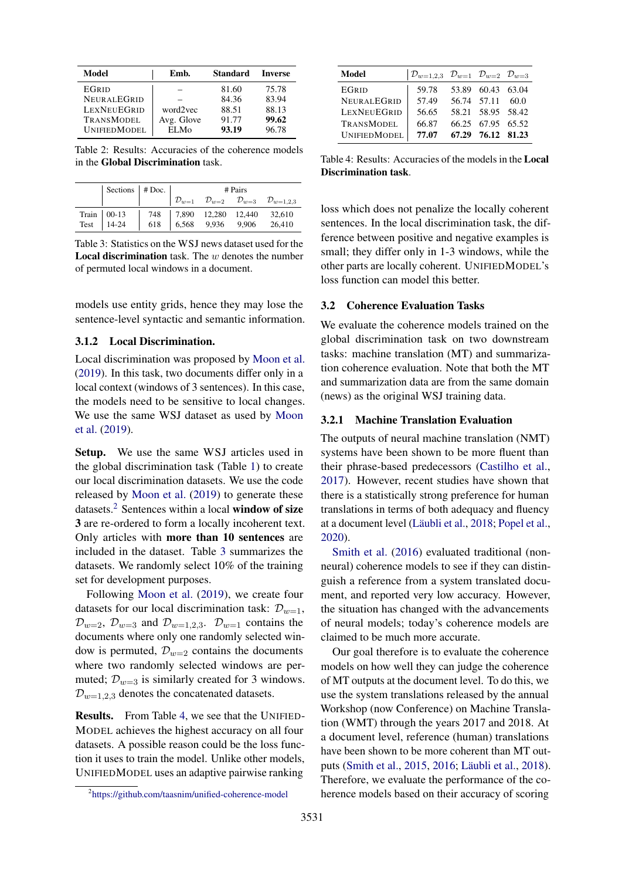| Model | Emb. | Standard | Inverse |
|---|---|---|---|
| EGRID | – | 81.60 | 75.78 |
| NEURALEGRID | – | 84.36 | 83.94 |
| LEXNEUEGRID | word2vec | 88.51 | 88.13 |
| TRANSMODEL | Avg. Glove | 91.77 | **99.62** |
| UNIFIEDMODEL | ELMo | **93.19** | 96.78 |

Table 2: Results: Accuracies of the coherence models in the **Global Discrimination** task.

| | Sections | # Doc. | # Pairs | | | |
|---|---|---|---|---|---|---|
| | | | $\mathcal{D}_{w=1}$ | $\mathcal{D}_{w=2}$ | $\mathcal{D}_{w=3}$ | $\mathcal{D}_{w=1,2,3}$ |
| Train | 00-13 | 748 | 7,890 | 12,280 | 12,440 | 32,610 |
| Test | 14-24 | 618 | 6,568 | 9,936 | 9,906 | 26,410 |

Table 3: Statistics on the WSJ news dataset used for the **Local discrimination** task. The $w$ denotes the number of permuted local windows in a document.

| Model | $\mathcal{D}_{w=1,2,3}$ | $\mathcal{D}_{w=1}$ | $\mathcal{D}_{w=2}$ | $\mathcal{D}_{w=3}$ |
|---|---|---|---|---|
| EGRID | 59.78 | 53.89 | 60.43 | 63.04 |
| NEURALEGRID | 57.49 | 56.74 | 57.11 | 60.0 |
| LEXNEUEGRID | 56.65 | 58.21 | 58.95 | 58.42 |
| TRANSMODEL | 66.87 | 66.25 | 67.95 | 65.52 |
| UNIFIEDMODEL | **77.07** | **67.29** | **76.12** | **81.23** |

Table 4: Results: Accuracies of the models in the **Local Discrimination task**.

models use entity grids, hence they may lose the sentence-level syntactic and semantic information.

#### 3.1.2 Local Discrimination.

Local discrimination was proposed by Moon et al. (2019). In this task, two documents differ only in a local context (windows of 3 sentences). In this case, the models need to be sensitive to local changes. We use the same WSJ dataset as used by Moon et al. (2019).

**Setup.** We use the same WSJ articles used in the global discrimination task (Table 1) to create our local discrimination datasets. We use the code released by Moon et al. (2019) to generate these datasets.[2] Sentences within a local **window of size 3** are re-ordered to form a locally incoherent text. Only articles with **more than 10 sentences** are included in the dataset. Table 3 summarizes the datasets. We randomly select 10% of the training set for development purposes.

Following Moon et al. (2019), we create four datasets for our local discrimination task: $\mathcal{D}_{w=1}$, $\mathcal{D}_{w=2}$, $\mathcal{D}_{w=3}$ and $\mathcal{D}_{w=1,2,3}$. $\mathcal{D}_{w=1}$ contains the documents where only one randomly selected window is permuted, $\mathcal{D}_{w=2}$ contains the documents where two randomly selected windows are permuted; $\mathcal{D}_{w=3}$ is similarly created for 3 windows. $\mathcal{D}_{w=1,2,3}$ denotes the concatenated datasets.

**Results.** From Table 4, we see that the UNIFIEDMODEL achieves the highest accuracy on all four datasets. A possible reason could be the loss function it uses to train the model. Unlike other models, UNIFIEDMODEL uses an adaptive pairwise ranking loss which does not penalize the locally coherent sentences. In the local discrimination task, the difference between positive and negative examples is small; they differ only in 1-3 windows, while the other parts are locally coherent. UNIFIEDMODEL's loss function can model this better.

[2]https://github.com/taasnim/unified-coherence-model

### 3.2 Coherence Evaluation Tasks

We evaluate the coherence models trained on the global discrimination task on two downstream tasks: machine translation (MT) and summarization coherence evaluation. Note that both the MT and summarization data are from the same domain (news) as the original WSJ training data.

#### 3.2.1 Machine Translation Evaluation

The outputs of neural machine translation (NMT) systems have been shown to be more fluent than their phrase-based predecessors (Castilho et al., 2017). However, recent studies have shown that there is a statistically strong preference for human translations in terms of both adequacy and fluency at a document level (Läubli et al., 2018; Popel et al., 2020).

Smith et al. (2016) evaluated traditional (non-neural) coherence models to see if they can distinguish a reference from a system translated document, and reported very low accuracy. However, the situation has changed with the advancements of neural models; today's coherence models are claimed to be much more accurate.

Our goal therefore is to evaluate the coherence models on how well they can judge the coherence of MT outputs at the document level. To do this, we use the system translations released by the annual Workshop (now Conference) on Machine Translation (WMT) through the years 2017 and 2018. At a document level, reference (human) translations have been shown to be more coherent than MT outputs (Smith et al., 2015, 2016; Läubli et al., 2018). Therefore, we evaluate the performance of the coherence models based on their accuracy of scoring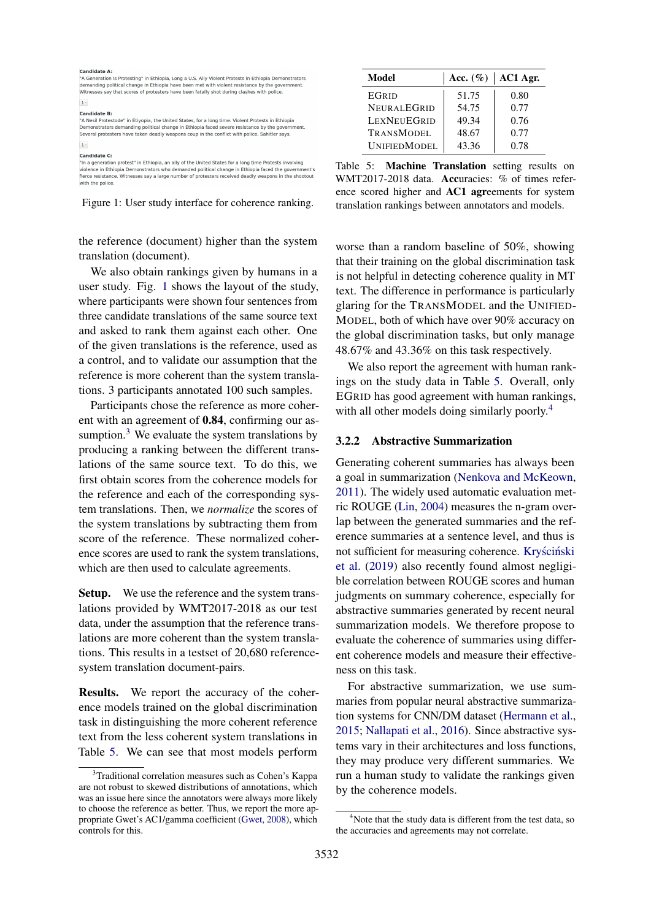Candidate A:
"A Generation Is Protesting" in Ethiopia, Long a U.S. Ally Violent Protests in Ethiopia Demonstrators demanding political change in Ethiopia have been met with violent resistance by the government. Witnesses say that scores of protesters have been fatally shot during clashes with police.

Candidate B:
"A Nesil Protestode" in Etiyopia, the United States, for a long time. Violent Protests in Ethiopia Demonstrators demanding political change in Ethiopia faced severe resistance by the government. Several protesters have taken deadly weapons coup in the conflict with police, Sahitler says.

Candidate C:
"In a generation protest" in Ethiopia, an ally of the United States for a long time Protests involving violence in Ethiopia Demonstrators who demanded political change in Ethiopia faced the government's fierce resistance. Witnesses say a large number of protesters received deadly weapons in the shootout with the police.

Figure 1: User study interface for coherence ranking.

the reference (document) higher than the system translation (document).

We also obtain rankings given by humans in a user study. Fig. 1 shows the layout of the study, where participants were shown four sentences from three candidate translations of the same source text and asked to rank them against each other. One of the given translations is the reference, used as a control, and to validate our assumption that the reference is more coherent than the system translations. 3 participants annotated 100 such samples.

Participants chose the reference as more coherent with an agreement of **0.84**, confirming our assumption.[3] We evaluate the system translations by producing a ranking between the different translations of the same source text. To do this, we first obtain scores from the coherence models for the reference and each of the corresponding system translations. Then, we *normalize* the scores of the system translations by subtracting them from score of the reference. These normalized coherence scores are used to rank the system translations, which are then used to calculate agreements.

**Setup.** We use the reference and the system translations provided by WMT2017-2018 as our test data, under the assumption that the reference translations are more coherent than the system translations. This results in a testset of 20,680 reference-system translation document-pairs.

**Results.** We report the accuracy of the coherence models trained on the global discrimination task in distinguishing the more coherent reference text from the less coherent system translations in Table 5. We can see that most models perform worse than a random baseline of 50%, showing that their training on the global discrimination task is not helpful in detecting coherence quality in MT text. The difference in performance is particularly glaring for the TRANSMODEL and the UNIFIEDMODEL, both of which have over 90% accuracy on the global discrimination tasks, but only manage 48.67% and 43.36% on this task respectively.

| Model | Acc. (%) | AC1 Agr. |
|---|---|---|
| EGRID | 51.75 | 0.80 |
| NEURALEGRID | 54.75 | 0.77 |
| LEXNEUEGRID | 49.34 | 0.76 |
| TRANSMODEL | 48.67 | 0.77 |
| UNIFIEDMODEL | 43.36 | 0.78 |

Table 5: **Machine Translation** setting results on WMT2017-2018 data. **Acc**uracies: % of times reference scored higher and **AC1 agr**eements for system translation rankings between annotators and models.

We also report the agreement with human rankings on the study data in Table 5. Overall, only EGRID has good agreement with human rankings, with all other models doing similarly poorly.[4]

### 3.2.2 Abstractive Summarization

Generating coherent summaries has always been a goal in summarization (Nenkova and McKeown, 2011). The widely used automatic evaluation metric ROUGE (Lin, 2004) measures the n-gram overlap between the generated summaries and the reference summaries at a sentence level, and thus is not sufficient for measuring coherence. Kryściński et al. (2019) also recently found almost negligible correlation between ROUGE scores and human judgments on summary coherence, especially for abstractive summaries generated by recent neural summarization models. We therefore propose to evaluate the coherence of summaries using different coherence models and measure their effectiveness on this task.

For abstractive summarization, we use summaries from popular neural abstractive summarization systems for CNN/DM dataset (Hermann et al., 2015; Nallapati et al., 2016). Since abstractive systems vary in their architectures and loss functions, they may produce very different summaries. We run a human study to validate the rankings given by the coherence models.

[3] Traditional correlation measures such as Cohen's Kappa are not robust to skewed distributions of annotations, which was an issue here since the annotators were always more likely to choose the reference as better. Thus, we report the more appropriate Gwet's AC1/gamma coefficient (Gwet, 2008), which controls for this.

[4] Note that the study data is different from the test data, so the accuracies and agreements may not correlate.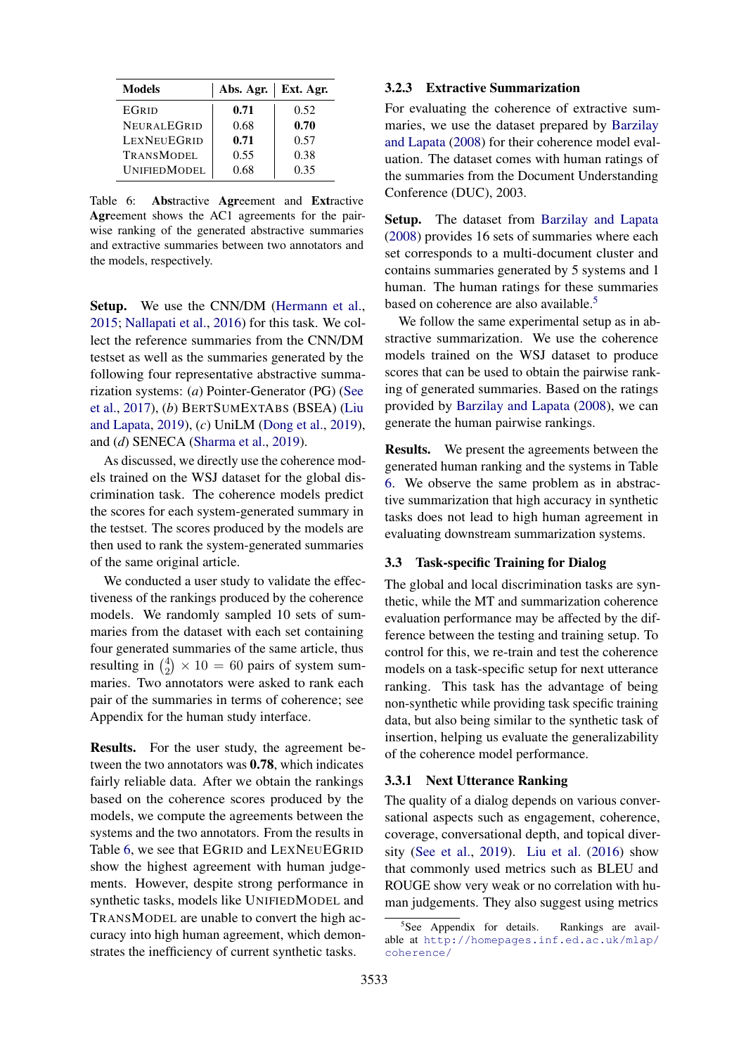| Models | Abs. Agr. | Ext. Agr. |
|---|---|---|
| EGRID | **0.71** | 0.52 |
| NEURALEGRID | 0.68 | **0.70** |
| LEXNEUEGRID | **0.71** | 0.57 |
| TRANSMODEL | 0.55 | 0.38 |
| UNIFIEDMODEL | 0.68 | 0.35 |

Table 6: **Abs**tractive **Agr**eement and **Ext**ractive **Agr**eement shows the AC1 agreements for the pairwise ranking of the generated abstractive summaries and extractive summaries between two annotators and the models, respectively.

**Setup.** We use the CNN/DM (Hermann et al., 2015; Nallapati et al., 2016) for this task. We collect the reference summaries from the CNN/DM testset as well as the summaries generated by the following four representative abstractive summarization systems: (*a*) Pointer-Generator (PG) (See et al., 2017), (*b*) BERTSUMEXTABS (BSEA) (Liu and Lapata, 2019), (*c*) UniLM (Dong et al., 2019), and (*d*) SENECA (Sharma et al., 2019).

As discussed, we directly use the coherence models trained on the WSJ dataset for the global discrimination task. The coherence models predict the scores for each system-generated summary in the testset. The scores produced by the models are then used to rank the system-generated summaries of the same original article.

We conducted a user study to validate the effectiveness of the rankings produced by the coherence models. We randomly sampled 10 sets of summaries from the dataset with each set containing four generated summaries of the same article, thus resulting in $\binom{4}{2} \times 10 = 60$ pairs of system summaries. Two annotators were asked to rank each pair of the summaries in terms of coherence; see Appendix for the human study interface.

**Results.** For the user study, the agreement between the two annotators was **0.78**, which indicates fairly reliable data. After we obtain the rankings based on the coherence scores produced by the models, we compute the agreements between the systems and the two annotators. From the results in Table 6, we see that EGRID and LEXNEUEGRID show the highest agreement with human judgements. However, despite strong performance in synthetic tasks, models like UNIFIEDMODEL and TRANSMODEL are unable to convert the high accuracy into high human agreement, which demonstrates the inefficiency of current synthetic tasks.

### 3.2.3 Extractive Summarization

For evaluating the coherence of extractive summaries, we use the dataset prepared by Barzilay and Lapata (2008) for their coherence model evaluation. The dataset comes with human ratings of the summaries from the Document Understanding Conference (DUC), 2003.

**Setup.** The dataset from Barzilay and Lapata (2008) provides 16 sets of summaries where each set corresponds to a multi-document cluster and contains summaries generated by 5 systems and 1 human. The human ratings for these summaries based on coherence are also available.[5]

We follow the same experimental setup as in abstractive summarization. We use the coherence models trained on the WSJ dataset to produce scores that can be used to obtain the pairwise ranking of generated summaries. Based on the ratings provided by Barzilay and Lapata (2008), we can generate the human pairwise rankings.

**Results.** We present the agreements between the generated human ranking and the systems in Table 6. We observe the same problem as in abstractive summarization that high accuracy in synthetic tasks does not lead to high human agreement in evaluating downstream summarization systems.

## 3.3 Task-specific Training for Dialog

The global and local discrimination tasks are synthetic, while the MT and summarization coherence evaluation performance may be affected by the difference between the testing and training setup. To control for this, we re-train and test the coherence models on a task-specific setup for next utterance ranking. This task has the advantage of being non-synthetic while providing task specific training data, but also being similar to the synthetic task of insertion, helping us evaluate the generalizability of the coherence model performance.

### 3.3.1 Next Utterance Ranking

The quality of a dialog depends on various conversational aspects such as engagement, coherence, coverage, conversational depth, and topical diversity (See et al., 2019). Liu et al. (2016) show that commonly used metrics such as BLEU and ROUGE show very weak or no correlation with human judgements. They also suggest using metrics

[5] See Appendix for details. Rankings are available at http://homepages.inf.ed.ac.uk/mlap/coherence/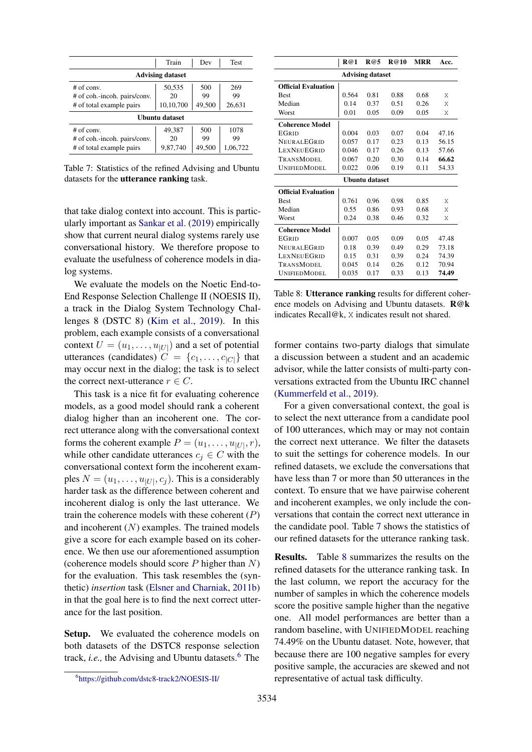| | Train | Dev | Test |
|---|---|---|---|
| **Advising dataset** | | | |
| # of conv. | 50,535 | 500 | 269 |
| # of coh.-incoh. pairs/conv. | 20 | 99 | 99 |
| # of total example pairs | 10,10,700 | 49,500 | 26,631 |
| **Ubuntu dataset** | | | |
| # of conv. | 49,387 | 500 | 1078 |
| # of coh.-incoh. pairs/conv. | 20 | 99 | 99 |
| # of total example pairs | 9,87,740 | 49,500 | 1,06,722 |

Table 7: Statistics of the refined Advising and Ubuntu datasets for the **utterance ranking** task.

that take dialog context into account. This is particularly important as Sankar et al. (2019) empirically show that current neural dialog systems rarely use conversational history. We therefore propose to evaluate the usefulness of coherence models in dialog systems.

We evaluate the models on the Noetic End-to-End Response Selection Challenge II (NOESIS II), a track in the Dialog System Technology Challenges 8 (DSTC 8) (Kim et al., 2019). In this problem, each example consists of a conversational context $U = (u_1, \ldots, u_{|U|})$ and a set of potential utterances (candidates) $C = \{c_1, \ldots, c_{|C|}\}$ that may occur next in the dialog; the task is to select the correct next-utterance $r \in C$.

This task is a nice fit for evaluating coherence models, as a good model should rank a coherent dialog higher than an incoherent one. The correct utterance along with the conversational context forms the coherent example $P = (u_1, \ldots, u_{|U|}, r)$, while other candidate utterances $c_j \in C$ with the conversational context form the incoherent examples $N = (u_1, \ldots, u_{|U|}, c_j)$. This is a considerably harder task as the difference between coherent and incoherent dialog is only the last utterance. We train the coherence models with these coherent ($P$) and incoherent ($N$) examples. The trained models give a score for each example based on its coherence. We then use our aforementioned assumption (coherence models should score $P$ higher than $N$) for the evaluation. This task resembles the (synthetic) *insertion* task (Elsner and Charniak, 2011b) in that the goal here is to find the next correct utterance for the last position.

**Setup.** We evaluated the coherence models on both datasets of the DSTC8 response selection track, *i.e.,* the Advising and Ubuntu datasets.[6] The former contains two-party dialogs that simulate a discussion between a student and an academic advisor, while the latter consists of multi-party conversations extracted from the Ubuntu IRC channel (Kummerfeld et al., 2019).

[6] https://github.com/dstc8-track2/NOESIS-II/

| | **R@1** | **R@5** | **R@10** | **MRR** | **Acc.** |
|---|---|---|---|---|---|
| **Advising dataset** | | | | | |
| **Official Evaluation** | | | | | |
| Best | 0.564 | 0.81 | 0.88 | 0.68 | X |
| Median | 0.14 | 0.37 | 0.51 | 0.26 | X |
| Worst | 0.01 | 0.05 | 0.09 | 0.05 | X |
| **Coherence Model** | | | | | |
| EGRID | 0.004 | 0.03 | 0.07 | 0.04 | 47.16 |
| NEURALEGRID | 0.057 | 0.17 | 0.23 | 0.13 | 56.15 |
| LEXNEUEGRID | 0.046 | 0.17 | 0.26 | 0.13 | 57.66 |
| TRANSMODEL | 0.067 | 0.20 | 0.30 | 0.14 | **66.62** |
| UNIFIEDMODEL | 0.022 | 0.06 | 0.19 | 0.11 | 54.33 |
| **Ubuntu dataset** | | | | | |
| **Official Evaluation** | | | | | |
| Best | 0.761 | 0.96 | 0.98 | 0.85 | X |
| Median | 0.55 | 0.86 | 0.93 | 0.68 | X |
| Worst | 0.24 | 0.38 | 0.46 | 0.32 | X |
| **Coherence Model** | | | | | |
| EGRID | 0.007 | 0.05 | 0.09 | 0.05 | 47.48 |
| NEURALEGRID | 0.18 | 0.39 | 0.49 | 0.29 | 73.18 |
| LEXNEUEGRID | 0.15 | 0.31 | 0.39 | 0.24 | 74.39 |
| TRANSMODEL | 0.045 | 0.14 | 0.26 | 0.12 | 70.94 |
| UNIFIEDMODEL | 0.035 | 0.17 | 0.33 | 0.13 | **74.49** |

Table 8: **Utterance ranking** results for different coherence models on Advising and Ubuntu datasets. **R@k** indicates Recall@k, X indicates result not shared.

For a given conversational context, the goal is to select the next utterance from a candidate pool of 100 utterances, which may or may not contain the correct next utterance. We filter the datasets to suit the settings for coherence models. In our refined datasets, we exclude the conversations that have less than 7 or more than 50 utterances in the context. To ensure that we have pairwise coherent and incoherent examples, we only include the conversations that contain the correct next utterance in the candidate pool. Table 7 shows the statistics of our refined datasets for the utterance ranking task.

**Results.** Table 8 summarizes the results on the refined datasets for the utterance ranking task. In the last column, we report the accuracy for the number of samples in which the coherence models score the positive sample higher than the negative one. All model performances are better than a random baseline, with UNIFIEDMODEL reaching 74.49% on the Ubuntu dataset. Note, however, that because there are 100 negative samples for every positive sample, the accuracies are skewed and not representative of actual task difficulty.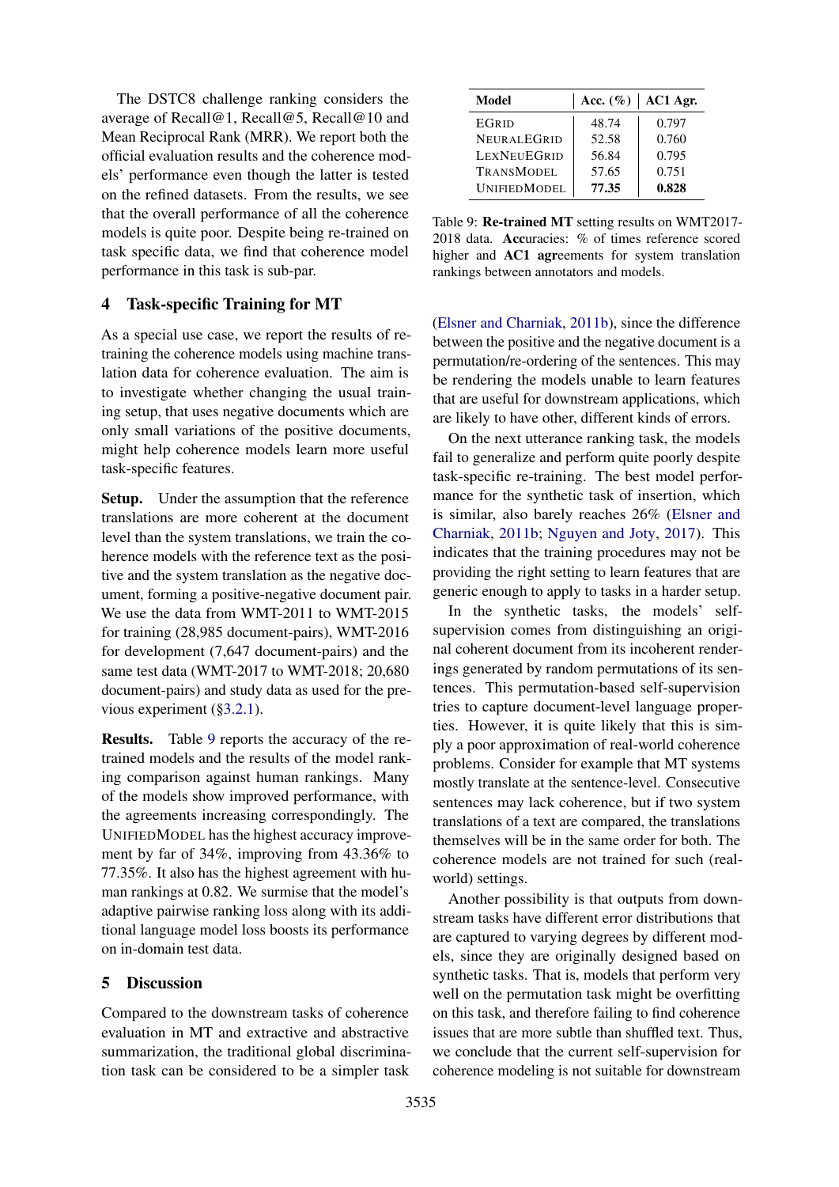The DSTC8 challenge ranking considers the average of Recall@1, Recall@5, Recall@10 and Mean Reciprocal Rank (MRR). We report both the official evaluation results and the coherence models' performance even though the latter is tested on the refined datasets. From the results, we see that the overall performance of all the coherence models is quite poor. Despite being re-trained on task specific data, we find that coherence model performance in this task is sub-par.

## 4 Task-specific Training for MT

As a special use case, we report the results of re-training the coherence models using machine translation data for coherence evaluation. The aim is to investigate whether changing the usual training setup, that uses negative documents which are only small variations of the positive documents, might help coherence models learn more useful task-specific features.

**Setup.** Under the assumption that the reference translations are more coherent at the document level than the system translations, we train the coherence models with the reference text as the positive and the system translation as the negative document, forming a positive-negative document pair. We use the data from WMT-2011 to WMT-2015 for training (28,985 document-pairs), WMT-2016 for development (7,647 document-pairs) and the same test data (WMT-2017 to WMT-2018; 20,680 document-pairs) and study data as used for the previous experiment (§3.2.1).

**Results.** Table 9 reports the accuracy of the re-trained models and the results of the model ranking comparison against human rankings. Many of the models show improved performance, with the agreements increasing correspondingly. The UNIFIEDMODEL has the highest accuracy improvement by far of 34%, improving from 43.36% to 77.35%. It also has the highest agreement with human rankings at 0.82. We surmise that the model's adaptive pairwise ranking loss along with its additional language model loss boosts its performance on in-domain test data.

| Model | Acc. (%) | AC1 Agr. |
|---|---|---|
| EGRID | 48.74 | 0.797 |
| NEURALEGRID | 52.58 | 0.760 |
| LEXNEUEGRID | 56.84 | 0.795 |
| TRANSMODEL | 57.65 | 0.751 |
| UNIFIEDMODEL | **77.35** | **0.828** |

Table 9: **Re-trained MT** setting results on WMT2017-2018 data. **Acc**uracies: % of times reference scored higher and **AC1 agr**eements for system translation rankings between annotators and models.

## 5 Discussion

Compared to the downstream tasks of coherence evaluation in MT and extractive and abstractive summarization, the traditional global discrimination task can be considered to be a simpler task (Elsner and Charniak, 2011b), since the difference between the positive and the negative document is a permutation/re-ordering of the sentences. This may be rendering the models unable to learn features that are useful for downstream applications, which are likely to have other, different kinds of errors.

On the next utterance ranking task, the models fail to generalize and perform quite poorly despite task-specific re-training. The best model performance for the synthetic task of insertion, which is similar, also barely reaches 26% (Elsner and Charniak, 2011b; Nguyen and Joty, 2017). This indicates that the training procedures may not be providing the right setting to learn features that are generic enough to apply to tasks in a harder setup.

In the synthetic tasks, the models' self-supervision comes from distinguishing an original coherent document from its incoherent renderings generated by random permutations of its sentences. This permutation-based self-supervision tries to capture document-level language properties. However, it is quite likely that this is simply a poor approximation of real-world coherence problems. Consider for example that MT systems mostly translate at the sentence-level. Consecutive sentences may lack coherence, but if two system translations of a text are compared, the translations themselves will be in the same order for both. The coherence models are not trained for such (real-world) settings.

Another possibility is that outputs from downstream tasks have different error distributions that are captured to varying degrees by different models, since they are originally designed based on synthetic tasks. That is, models that perform very well on the permutation task might be overfitting on this task, and therefore failing to find coherence issues that are more subtle than shuffled text. Thus, we conclude that the current self-supervision for coherence modeling is not suitable for downstream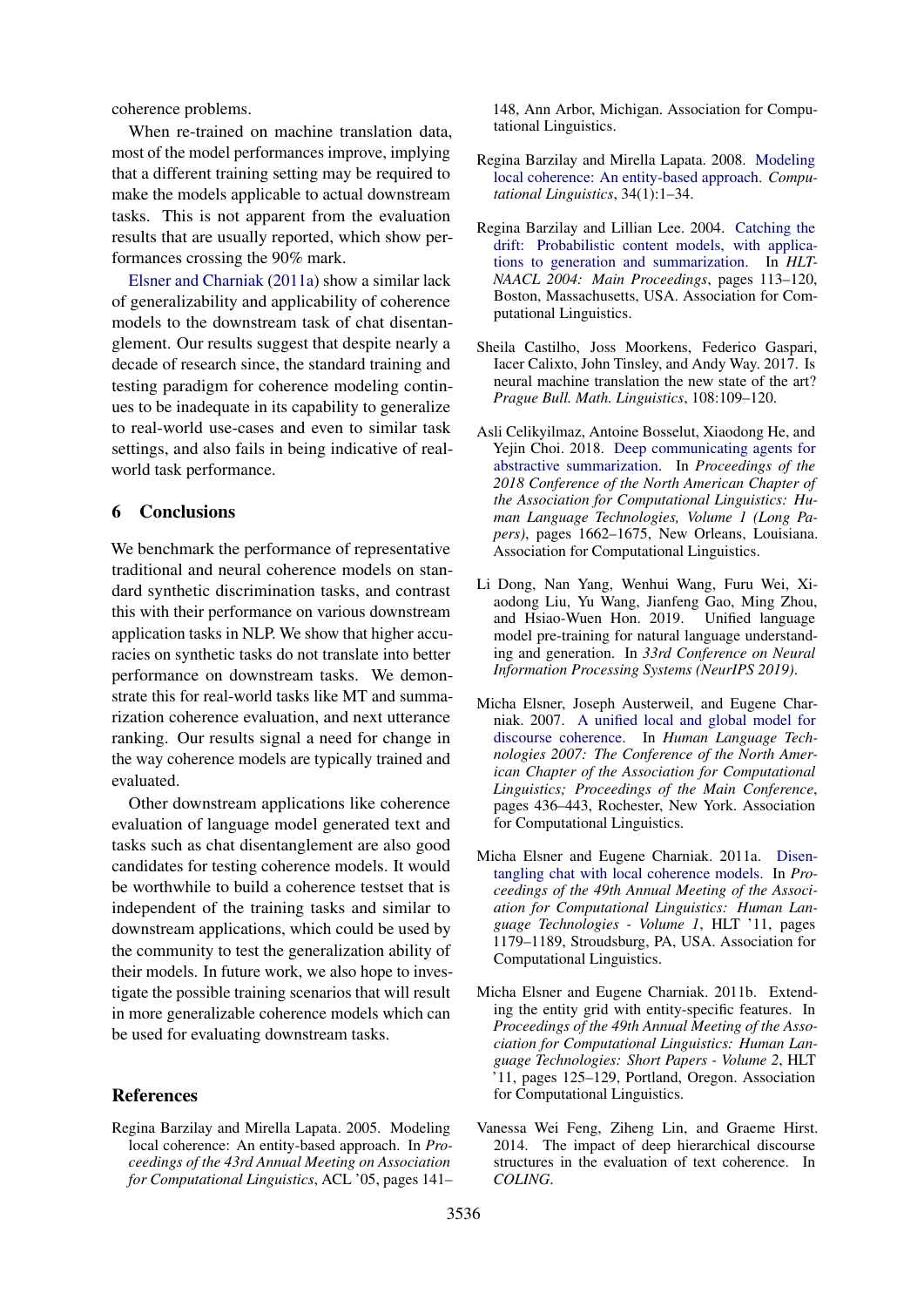coherence problems.

When re-trained on machine translation data, most of the model performances improve, implying that a different training setting may be required to make the models applicable to actual downstream tasks. This is not apparent from the evaluation results that are usually reported, which show performances crossing the 90% mark.

Elsner and Charniak (2011a) show a similar lack of generalizability and applicability of coherence models to the downstream task of chat disentanglement. Our results suggest that despite nearly a decade of research since, the standard training and testing paradigm for coherence modeling continues to be inadequate in its capability to generalize to real-world use-cases and even to similar task settings, and also fails in being indicative of real-world task performance.

## 6 Conclusions

We benchmark the performance of representative traditional and neural coherence models on standard synthetic discrimination tasks, and contrast this with their performance on various downstream application tasks in NLP. We show that higher accuracies on synthetic tasks do not translate into better performance on downstream tasks. We demonstrate this for real-world tasks like MT and summarization coherence evaluation, and next utterance ranking. Our results signal a need for change in the way coherence models are typically trained and evaluated.

Other downstream applications like coherence evaluation of language model generated text and tasks such as chat disentanglement are also good candidates for testing coherence models. It would be worthwhile to build a coherence testset that is independent of the training tasks and similar to downstream applications, which could be used by the community to test the generalization ability of their models. In future work, we also hope to investigate the possible training scenarios that will result in more generalizable coherence models which can be used for evaluating downstream tasks.

## References

Regina Barzilay and Mirella Lapata. 2005. Modeling local coherence: An entity-based approach. In *Proceedings of the 43rd Annual Meeting on Association for Computational Linguistics*, ACL '05, pages 141–148, Ann Arbor, Michigan. Association for Computational Linguistics.

Regina Barzilay and Mirella Lapata. 2008. Modeling local coherence: An entity-based approach. *Computational Linguistics*, 34(1):1–34.

Regina Barzilay and Lillian Lee. 2004. Catching the drift: Probabilistic content models, with applications to generation and summarization. In *HLT-NAACL 2004: Main Proceedings*, pages 113–120, Boston, Massachusetts, USA. Association for Computational Linguistics.

Sheila Castilho, Joss Moorkens, Federico Gaspari, Iacer Calixto, John Tinsley, and Andy Way. 2017. Is neural machine translation the new state of the art? *Prague Bull. Math. Linguistics*, 108:109–120.

Asli Celikyilmaz, Antoine Bosselut, Xiaodong He, and Yejin Choi. 2018. Deep communicating agents for abstractive summarization. In *Proceedings of the 2018 Conference of the North American Chapter of the Association for Computational Linguistics: Human Language Technologies, Volume 1 (Long Papers)*, pages 1662–1675, New Orleans, Louisiana. Association for Computational Linguistics.

Li Dong, Nan Yang, Wenhui Wang, Furu Wei, Xiaodong Liu, Yu Wang, Jianfeng Gao, Ming Zhou, and Hsiao-Wuen Hon. 2019. Unified language model pre-training for natural language understanding and generation. In *33rd Conference on Neural Information Processing Systems (NeurIPS 2019)*.

Micha Elsner, Joseph Austerweil, and Eugene Charniak. 2007. A unified local and global model for discourse coherence. In *Human Language Technologies 2007: The Conference of the North American Chapter of the Association for Computational Linguistics; Proceedings of the Main Conference*, pages 436–443, Rochester, New York. Association for Computational Linguistics.

Micha Elsner and Eugene Charniak. 2011a. Disentangling chat with local coherence models. In *Proceedings of the 49th Annual Meeting of the Association for Computational Linguistics: Human Language Technologies - Volume 1*, HLT '11, pages 1179–1189, Stroudsburg, PA, USA. Association for Computational Linguistics.

Micha Elsner and Eugene Charniak. 2011b. Extending the entity grid with entity-specific features. In *Proceedings of the 49th Annual Meeting of the Association for Computational Linguistics: Human Language Technologies: Short Papers - Volume 2*, HLT '11, pages 125–129, Portland, Oregon. Association for Computational Linguistics.

Vanessa Wei Feng, Ziheng Lin, and Graeme Hirst. 2014. The impact of deep hierarchical discourse structures in the evaluation of text coherence. In *COLING*.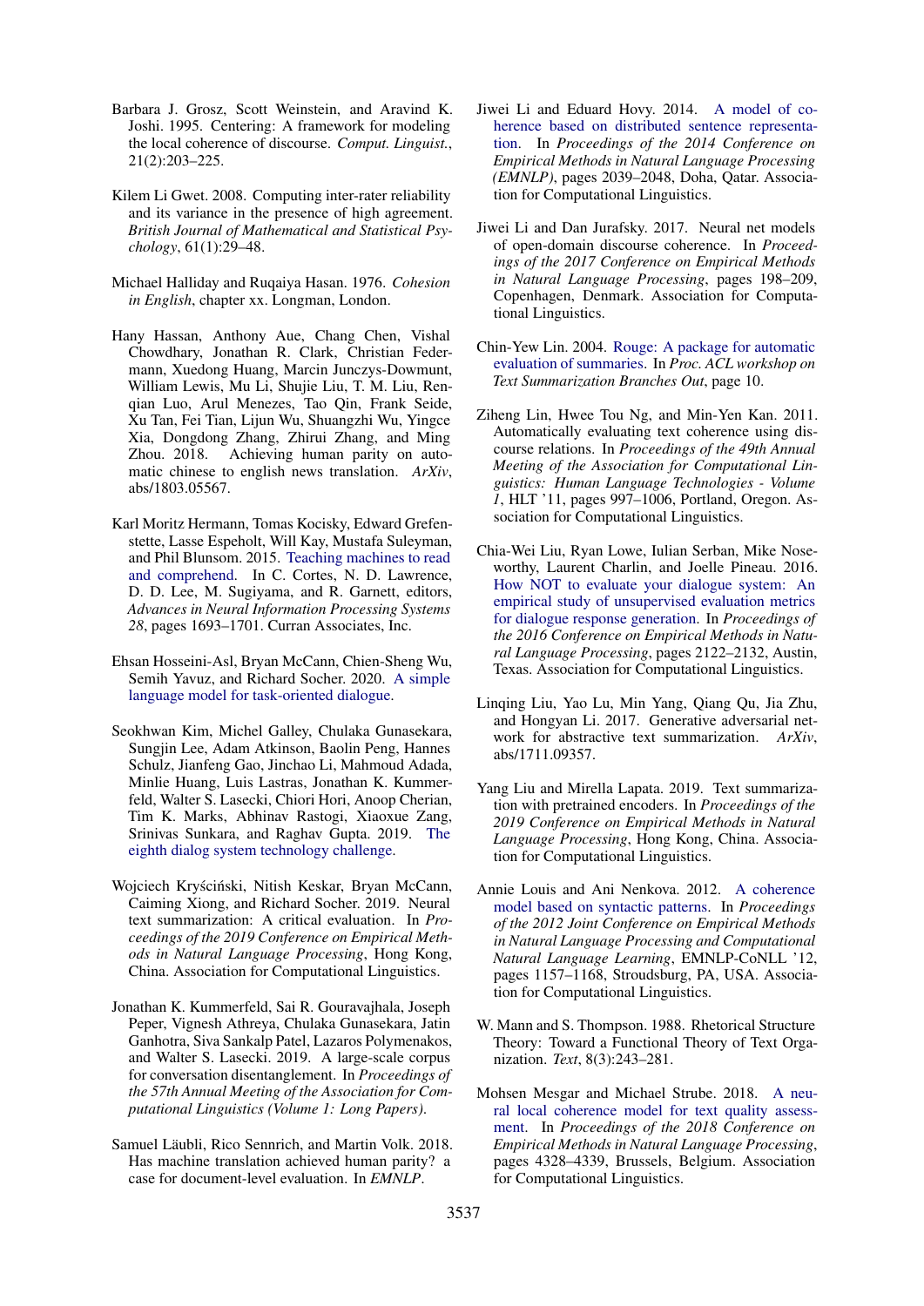Barbara J. Grosz, Scott Weinstein, and Aravind K. Joshi. 1995. Centering: A framework for modeling the local coherence of discourse. *Comput. Linguist.*, 21(2):203–225.

Kilem Li Gwet. 2008. Computing inter-rater reliability and its variance in the presence of high agreement. *British Journal of Mathematical and Statistical Psychology*, 61(1):29–48.

Michael Halliday and Ruqaiya Hasan. 1976. *Cohesion in English*, chapter xx. Longman, London.

Hany Hassan, Anthony Aue, Chang Chen, Vishal Chowdhary, Jonathan R. Clark, Christian Federmann, Xuedong Huang, Marcin Junczys-Dowmunt, William Lewis, Mu Li, Shujie Liu, T. M. Liu, Renqian Luo, Arul Menezes, Tao Qin, Frank Seide, Xu Tan, Fei Tian, Lijun Wu, Shuangzhi Wu, Yingce Xia, Dongdong Zhang, Zhirui Zhang, and Ming Zhou. 2018. Achieving human parity on automatic chinese to english news translation. *ArXiv*, abs/1803.05567.

Karl Moritz Hermann, Tomas Kocisky, Edward Grefenstette, Lasse Espeholt, Will Kay, Mustafa Suleyman, and Phil Blunsom. 2015. Teaching machines to read and comprehend. In C. Cortes, N. D. Lawrence, D. D. Lee, M. Sugiyama, and R. Garnett, editors, *Advances in Neural Information Processing Systems 28*, pages 1693–1701. Curran Associates, Inc.

Ehsan Hosseini-Asl, Bryan McCann, Chien-Sheng Wu, Semih Yavuz, and Richard Socher. 2020. A simple language model for task-oriented dialogue.

Seokhwan Kim, Michel Galley, Chulaka Gunasekara, Sungjin Lee, Adam Atkinson, Baolin Peng, Hannes Schulz, Jianfeng Gao, Jinchao Li, Mahmoud Adada, Minlie Huang, Luis Lastras, Jonathan K. Kummerfeld, Walter S. Lasecki, Chiori Hori, Anoop Cherian, Tim K. Marks, Abhinav Rastogi, Xiaoxue Zang, Srinivas Sunkara, and Raghav Gupta. 2019. The eighth dialog system technology challenge.

Wojciech Kryściński, Nitish Keskar, Bryan McCann, Caiming Xiong, and Richard Socher. 2019. Neural text summarization: A critical evaluation. In *Proceedings of the 2019 Conference on Empirical Methods in Natural Language Processing*, Hong Kong, China. Association for Computational Linguistics.

Jonathan K. Kummerfeld, Sai R. Gouravajhala, Joseph Peper, Vignesh Athreya, Chulaka Gunasekara, Jatin Ganhotra, Siva Sankalp Patel, Lazaros Polymenakos, and Walter S. Lasecki. 2019. A large-scale corpus for conversation disentanglement. In *Proceedings of the 57th Annual Meeting of the Association for Computational Linguistics (Volume 1: Long Papers)*.

Samuel Läubli, Rico Sennrich, and Martin Volk. 2018. Has machine translation achieved human parity? a case for document-level evaluation. In *EMNLP*.

Jiwei Li and Eduard Hovy. 2014. A model of coherence based on distributed sentence representation. In *Proceedings of the 2014 Conference on Empirical Methods in Natural Language Processing (EMNLP)*, pages 2039–2048, Doha, Qatar. Association for Computational Linguistics.

Jiwei Li and Dan Jurafsky. 2017. Neural net models of open-domain discourse coherence. In *Proceedings of the 2017 Conference on Empirical Methods in Natural Language Processing*, pages 198–209, Copenhagen, Denmark. Association for Computational Linguistics.

Chin-Yew Lin. 2004. Rouge: A package for automatic evaluation of summaries. In *Proc. ACL workshop on Text Summarization Branches Out*, page 10.

Ziheng Lin, Hwee Tou Ng, and Min-Yen Kan. 2011. Automatically evaluating text coherence using discourse relations. In *Proceedings of the 49th Annual Meeting of the Association for Computational Linguistics: Human Language Technologies - Volume 1*, HLT '11, pages 997–1006, Portland, Oregon. Association for Computational Linguistics.

Chia-Wei Liu, Ryan Lowe, Iulian Serban, Mike Noseworthy, Laurent Charlin, and Joelle Pineau. 2016. How NOT to evaluate your dialogue system: An empirical study of unsupervised evaluation metrics for dialogue response generation. In *Proceedings of the 2016 Conference on Empirical Methods in Natural Language Processing*, pages 2122–2132, Austin, Texas. Association for Computational Linguistics.

Linqing Liu, Yao Lu, Min Yang, Qiang Qu, Jia Zhu, and Hongyan Li. 2017. Generative adversarial network for abstractive text summarization. *ArXiv*, abs/1711.09357.

Yang Liu and Mirella Lapata. 2019. Text summarization with pretrained encoders. In *Proceedings of the 2019 Conference on Empirical Methods in Natural Language Processing*, Hong Kong, China. Association for Computational Linguistics.

Annie Louis and Ani Nenkova. 2012. A coherence model based on syntactic patterns. In *Proceedings of the 2012 Joint Conference on Empirical Methods in Natural Language Processing and Computational Natural Language Learning*, EMNLP-CoNLL '12, pages 1157–1168, Stroudsburg, PA, USA. Association for Computational Linguistics.

W. Mann and S. Thompson. 1988. Rhetorical Structure Theory: Toward a Functional Theory of Text Organization. *Text*, 8(3):243–281.

Mohsen Mesgar and Michael Strube. 2018. A neural local coherence model for text quality assessment. In *Proceedings of the 2018 Conference on Empirical Methods in Natural Language Processing*, pages 4328–4339, Brussels, Belgium. Association for Computational Linguistics.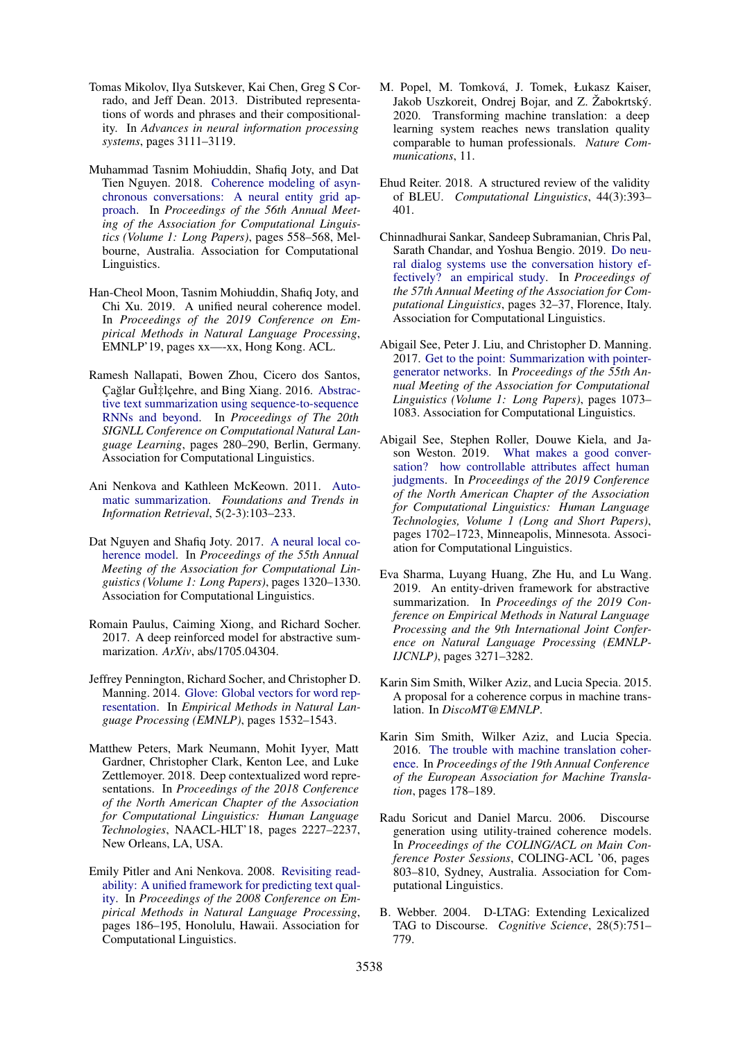Tomas Mikolov, Ilya Sutskever, Kai Chen, Greg S Corrado, and Jeff Dean. 2013. Distributed representations of words and phrases and their compositionality. In *Advances in neural information processing systems*, pages 3111–3119.

Muhammad Tasnim Mohiuddin, Shafiq Joty, and Dat Tien Nguyen. 2018. Coherence modeling of asynchronous conversations: A neural entity grid approach. In *Proceedings of the 56th Annual Meeting of the Association for Computational Linguistics (Volume 1: Long Papers)*, pages 558–568, Melbourne, Australia. Association for Computational Linguistics.

Han-Cheol Moon, Tasnim Mohiuddin, Shafiq Joty, and Chi Xu. 2019. A unified neural coherence model. In *Proceedings of the 2019 Conference on Empirical Methods in Natural Language Processing*, EMNLP'19, pages xx—-xx, Hong Kong. ACL.

Ramesh Nallapati, Bowen Zhou, Cicero dos Santos, Çağlar GuÌ‡lçehre, and Bing Xiang. 2016. Abstractive text summarization using sequence-to-sequence RNNs and beyond. In *Proceedings of The 20th SIGNLL Conference on Computational Natural Language Learning*, pages 280–290, Berlin, Germany. Association for Computational Linguistics.

Ani Nenkova and Kathleen McKeown. 2011. Automatic summarization. *Foundations and Trends in Information Retrieval*, 5(2-3):103–233.

Dat Nguyen and Shafiq Joty. 2017. A neural local coherence model. In *Proceedings of the 55th Annual Meeting of the Association for Computational Linguistics (Volume 1: Long Papers)*, pages 1320–1330. Association for Computational Linguistics.

Romain Paulus, Caiming Xiong, and Richard Socher. 2017. A deep reinforced model for abstractive summarization. *ArXiv*, abs/1705.04304.

Jeffrey Pennington, Richard Socher, and Christopher D. Manning. 2014. Glove: Global vectors for word representation. In *Empirical Methods in Natural Language Processing (EMNLP)*, pages 1532–1543.

Matthew Peters, Mark Neumann, Mohit Iyyer, Matt Gardner, Christopher Clark, Kenton Lee, and Luke Zettlemoyer. 2018. Deep contextualized word representations. In *Proceedings of the 2018 Conference of the North American Chapter of the Association for Computational Linguistics: Human Language Technologies*, NAACL-HLT'18, pages 2227–2237, New Orleans, LA, USA.

Emily Pitler and Ani Nenkova. 2008. Revisiting readability: A unified framework for predicting text quality. In *Proceedings of the 2008 Conference on Empirical Methods in Natural Language Processing*, pages 186–195, Honolulu, Hawaii. Association for Computational Linguistics.

M. Popel, M. Tomková, J. Tomek, Łukasz Kaiser, Jakob Uszkoreit, Ondrej Bojar, and Z. Žabokrtský. 2020. Transforming machine translation: a deep learning system reaches news translation quality comparable to human professionals. *Nature Communications*, 11.

Ehud Reiter. 2018. A structured review of the validity of BLEU. *Computational Linguistics*, 44(3):393–401.

Chinnadhurai Sankar, Sandeep Subramanian, Chris Pal, Sarath Chandar, and Yoshua Bengio. 2019. Do neural dialog systems use the conversation history effectively? an empirical study. In *Proceedings of the 57th Annual Meeting of the Association for Computational Linguistics*, pages 32–37, Florence, Italy. Association for Computational Linguistics.

Abigail See, Peter J. Liu, and Christopher D. Manning. 2017. Get to the point: Summarization with pointer-generator networks. In *Proceedings of the 55th Annual Meeting of the Association for Computational Linguistics (Volume 1: Long Papers)*, pages 1073–1083. Association for Computational Linguistics.

Abigail See, Stephen Roller, Douwe Kiela, and Jason Weston. 2019. What makes a good conversation? how controllable attributes affect human judgments. In *Proceedings of the 2019 Conference of the North American Chapter of the Association for Computational Linguistics: Human Language Technologies, Volume 1 (Long and Short Papers)*, pages 1702–1723, Minneapolis, Minnesota. Association for Computational Linguistics.

Eva Sharma, Luyang Huang, Zhe Hu, and Lu Wang. 2019. An entity-driven framework for abstractive summarization. In *Proceedings of the 2019 Conference on Empirical Methods in Natural Language Processing and the 9th International Joint Conference on Natural Language Processing (EMNLP-IJCNLP)*, pages 3271–3282.

Karin Sim Smith, Wilker Aziz, and Lucia Specia. 2015. A proposal for a coherence corpus in machine translation. In *DiscoMT@EMNLP*.

Karin Sim Smith, Wilker Aziz, and Lucia Specia. 2016. The trouble with machine translation coherence. In *Proceedings of the 19th Annual Conference of the European Association for Machine Translation*, pages 178–189.

Radu Soricut and Daniel Marcu. 2006. Discourse generation using utility-trained coherence models. In *Proceedings of the COLING/ACL on Main Conference Poster Sessions*, COLING-ACL '06, pages 803–810, Sydney, Australia. Association for Computational Linguistics.

B. Webber. 2004. D-LTAG: Extending Lexicalized TAG to Discourse. *Cognitive Science*, 28(5):751–779.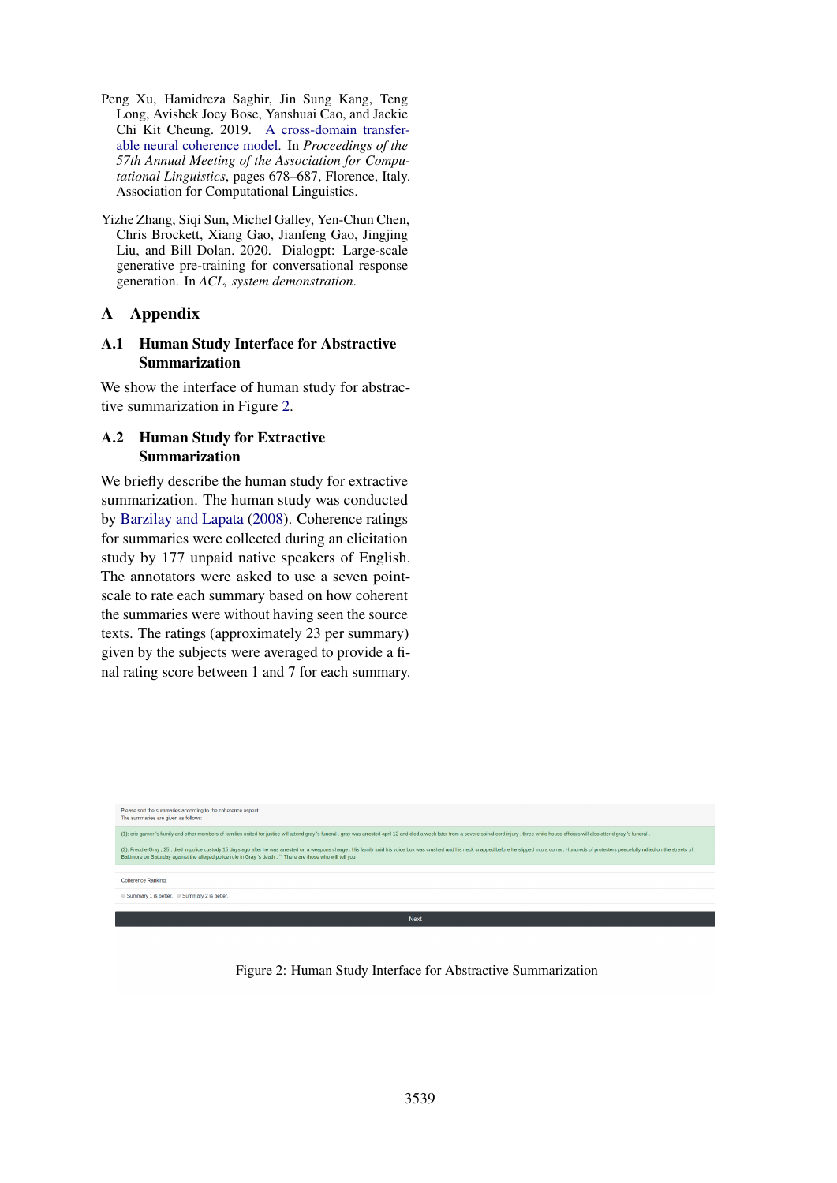Peng Xu, Hamidreza Saghir, Jin Sung Kang, Teng Long, Avishek Joey Bose, Yanshuai Cao, and Jackie Chi Kit Cheung. 2019. A cross-domain transferable neural coherence model. In *Proceedings of the 57th Annual Meeting of the Association for Computational Linguistics*, pages 678–687, Florence, Italy. Association for Computational Linguistics.

Yizhe Zhang, Siqi Sun, Michel Galley, Yen-Chun Chen, Chris Brockett, Xiang Gao, Jianfeng Gao, Jingjing Liu, and Bill Dolan. 2020. Dialogpt: Large-scale generative pre-training for conversational response generation. In *ACL, system demonstration*.

# A Appendix

## A.1 Human Study Interface for Abstractive Summarization

We show the interface of human study for abstractive summarization in Figure 2.

## A.2 Human Study for Extractive Summarization

We briefly describe the human study for extractive summarization. The human study was conducted by Barzilay and Lapata (2008). Coherence ratings for summaries were collected during an elicitation study by 177 unpaid native speakers of English. The annotators were asked to use a seven point-scale to rate each summary based on how coherent the summaries were without having seen the source texts. The ratings (approximately 23 per summary) given by the subjects were averaged to provide a final rating score between 1 and 7 for each summary.

Please sort the summaries according to the coherence aspect.
The summaries are given as follows:

(1): eric garner 's family and other members of families united for justice will attend gray 's funeral . gray was arrested april 12 and died a week later from a severe spinal cord injury . three white house officials will also attend gray 's funeral .

(2): Freddie Gray , 25 , died in police custody 15 days ago after he was arrested on a weapons charge . His family said his voice box was crushed and his neck snapped before he slipped into a coma . Hundreds of protesters peacefully rallied on the streets of Baltimore on Saturday against the alleged police role in Gray 's death . '' There are those who will tell you

Coherence Ranking:

Summary 1 is better. Summary 2 is better.

Next

Figure 2: Human Study Interface for Abstractive Summarization